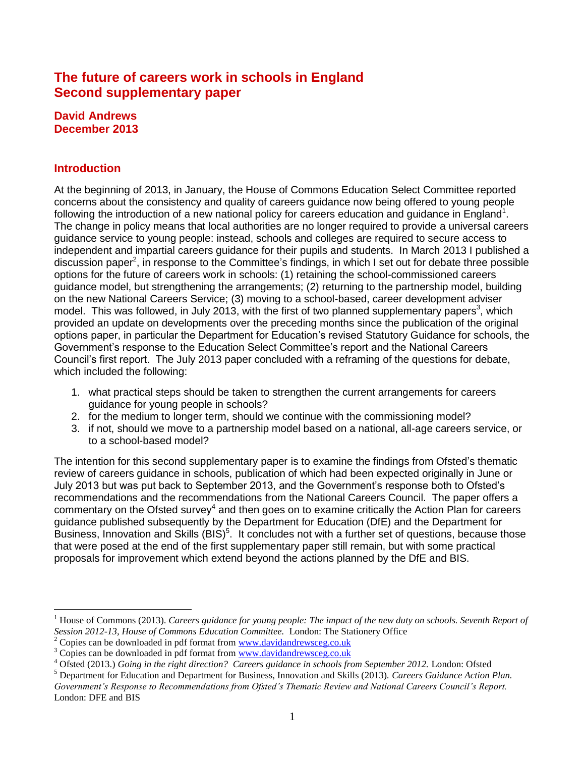# The future of careers work in schools in England
# Second supplementary paper

**David Andrews**
**December 2013**

## Introduction

At the beginning of 2013, in January, the House of Commons Education Select Committee reported concerns about the consistency and quality of careers guidance now being offered to young people following the introduction of a new national policy for careers education and guidance in England[1]. The change in policy means that local authorities are no longer required to provide a universal careers guidance service to young people: instead, schools and colleges are required to secure access to independent and impartial careers guidance for their pupils and students. In March 2013 I published a discussion paper[2], in response to the Committee's findings, in which I set out for debate three possible options for the future of careers work in schools: (1) retaining the school-commissioned careers guidance model, but strengthening the arrangements; (2) returning to the partnership model, building on the new National Careers Service; (3) moving to a school-based, career development adviser model. This was followed, in July 2013, with the first of two planned supplementary papers[3], which provided an update on developments over the preceding months since the publication of the original options paper, in particular the Department for Education's revised Statutory Guidance for schools, the Government's response to the Education Select Committee's report and the National Careers Council's first report. The July 2013 paper concluded with a reframing of the questions for debate, which included the following:

1. what practical steps should be taken to strengthen the current arrangements for careers guidance for young people in schools?
2. for the medium to longer term, should we continue with the commissioning model?
3. if not, should we move to a partnership model based on a national, all-age careers service, or to a school-based model?

The intention for this second supplementary paper is to examine the findings from Ofsted's thematic review of careers guidance in schools, publication of which had been expected originally in June or July 2013 but was put back to September 2013, and the Government's response both to Ofsted's recommendations and the recommendations from the National Careers Council. The paper offers a commentary on the Ofsted survey[4] and then goes on to examine critically the Action Plan for careers guidance published subsequently by the Department for Education (DfE) and the Department for Business, Innovation and Skills (BIS)[5]. It concludes not with a further set of questions, because those that were posed at the end of the first supplementary paper still remain, but with some practical proposals for improvement which extend beyond the actions planned by the DfE and BIS.

---

[1] House of Commons (2013). *Careers guidance for young people: The impact of the new duty on schools. Seventh Report of Session 2012-13, House of Commons Education Committee.* London: The Stationery Office

[2] Copies can be downloaded in pdf format from www.davidandrewsceg.co.uk

[3] Copies can be downloaded in pdf format from www.davidandrewsceg.co.uk

[4] Ofsted (2013.) *Going in the right direction? Careers guidance in schools from September 2012.* London: Ofsted

[5] Department for Education and Department for Business, Innovation and Skills (2013). *Careers Guidance Action Plan. Government's Response to Recommendations from Ofsted's Thematic Review and National Careers Council's Report.* London: DFE and BIS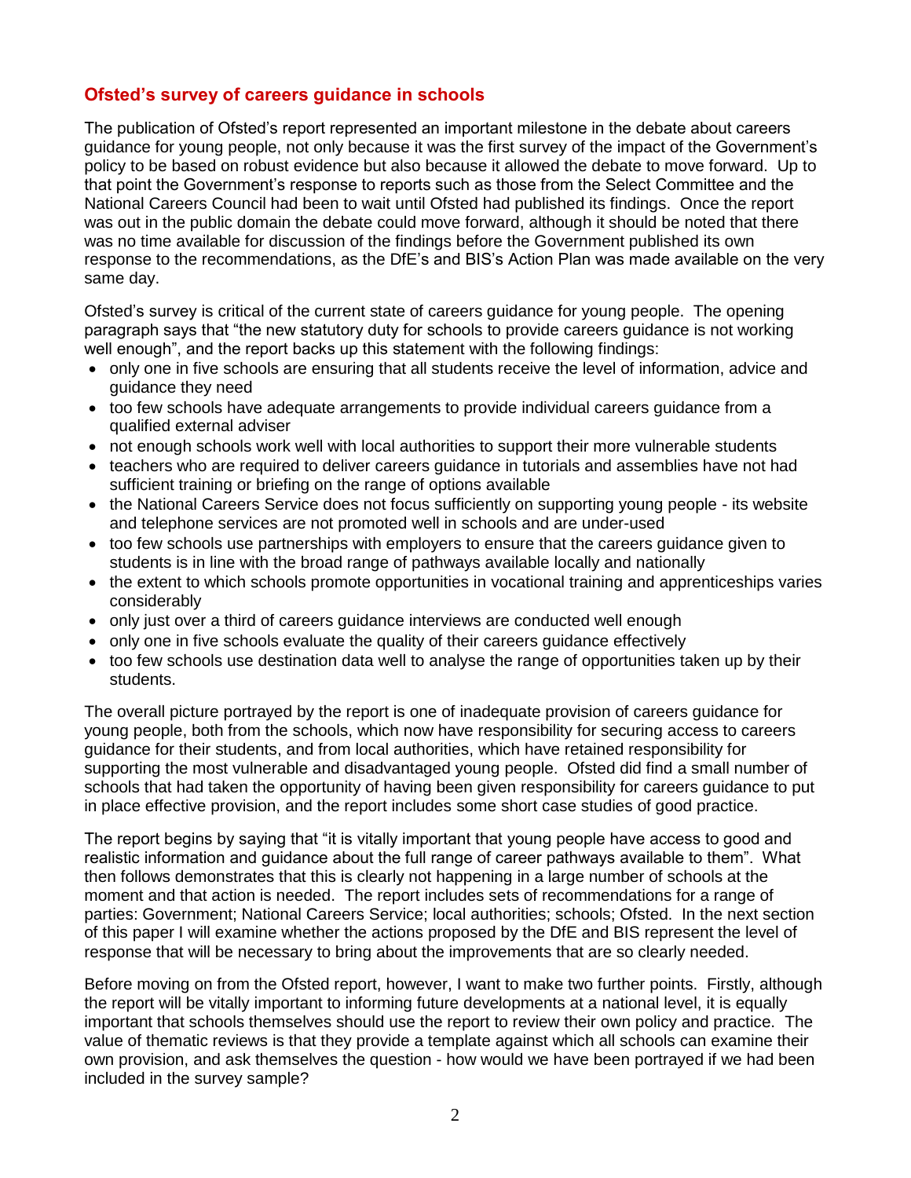## Ofsted's survey of careers guidance in schools

The publication of Ofsted's report represented an important milestone in the debate about careers guidance for young people, not only because it was the first survey of the impact of the Government's policy to be based on robust evidence but also because it allowed the debate to move forward. Up to that point the Government's response to reports such as those from the Select Committee and the National Careers Council had been to wait until Ofsted had published its findings. Once the report was out in the public domain the debate could move forward, although it should be noted that there was no time available for discussion of the findings before the Government published its own response to the recommendations, as the DfE's and BIS's Action Plan was made available on the very same day.

Ofsted's survey is critical of the current state of careers guidance for young people. The opening paragraph says that "the new statutory duty for schools to provide careers guidance is not working well enough", and the report backs up this statement with the following findings:

- only one in five schools are ensuring that all students receive the level of information, advice and guidance they need
- too few schools have adequate arrangements to provide individual careers guidance from a qualified external adviser
- not enough schools work well with local authorities to support their more vulnerable students
- teachers who are required to deliver careers guidance in tutorials and assemblies have not had sufficient training or briefing on the range of options available
- the National Careers Service does not focus sufficiently on supporting young people - its website and telephone services are not promoted well in schools and are under-used
- too few schools use partnerships with employers to ensure that the careers guidance given to students is in line with the broad range of pathways available locally and nationally
- the extent to which schools promote opportunities in vocational training and apprenticeships varies considerably
- only just over a third of careers guidance interviews are conducted well enough
- only one in five schools evaluate the quality of their careers guidance effectively
- too few schools use destination data well to analyse the range of opportunities taken up by their students.

The overall picture portrayed by the report is one of inadequate provision of careers guidance for young people, both from the schools, which now have responsibility for securing access to careers guidance for their students, and from local authorities, which have retained responsibility for supporting the most vulnerable and disadvantaged young people. Ofsted did find a small number of schools that had taken the opportunity of having been given responsibility for careers guidance to put in place effective provision, and the report includes some short case studies of good practice.

The report begins by saying that "it is vitally important that young people have access to good and realistic information and guidance about the full range of career pathways available to them". What then follows demonstrates that this is clearly not happening in a large number of schools at the moment and that action is needed. The report includes sets of recommendations for a range of parties: Government; National Careers Service; local authorities; schools; Ofsted. In the next section of this paper I will examine whether the actions proposed by the DfE and BIS represent the level of response that will be necessary to bring about the improvements that are so clearly needed.

Before moving on from the Ofsted report, however, I want to make two further points. Firstly, although the report will be vitally important to informing future developments at a national level, it is equally important that schools themselves should use the report to review their own policy and practice. The value of thematic reviews is that they provide a template against which all schools can examine their own provision, and ask themselves the question - how would we have been portrayed if we had been included in the survey sample?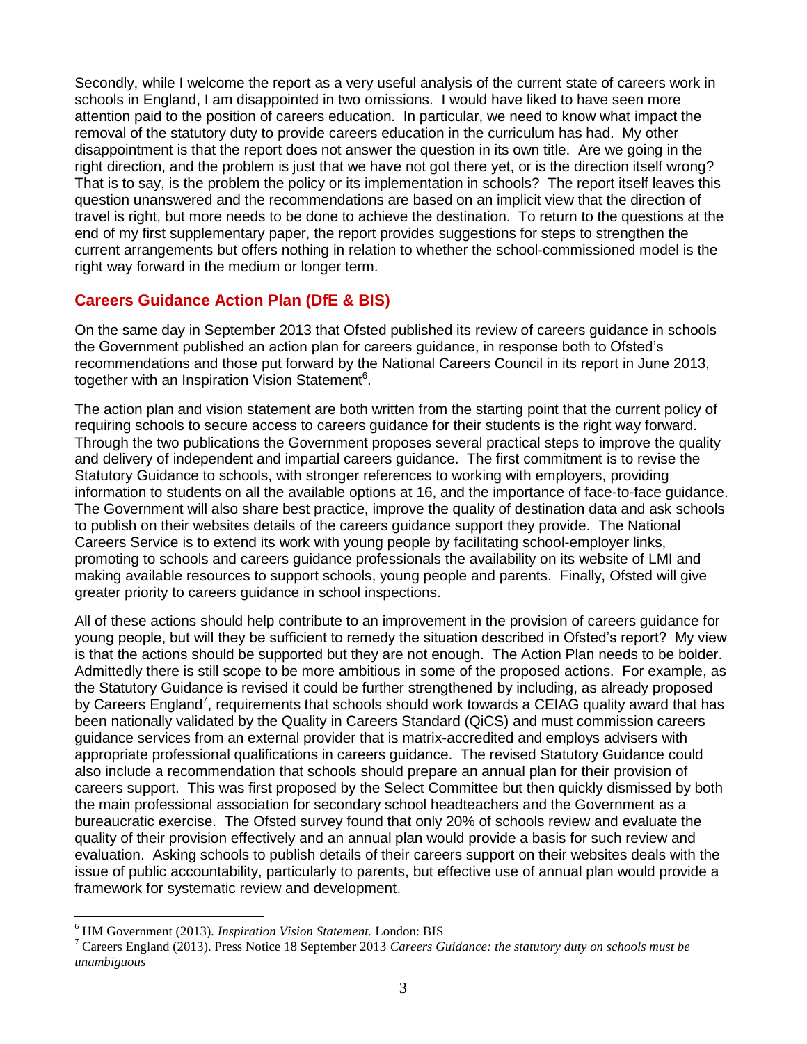Secondly, while I welcome the report as a very useful analysis of the current state of careers work in schools in England, I am disappointed in two omissions. I would have liked to have seen more attention paid to the position of careers education. In particular, we need to know what impact the removal of the statutory duty to provide careers education in the curriculum has had. My other disappointment is that the report does not answer the question in its own title. Are we going in the right direction, and the problem is just that we have not got there yet, or is the direction itself wrong? That is to say, is the problem the policy or its implementation in schools? The report itself leaves this question unanswered and the recommendations are based on an implicit view that the direction of travel is right, but more needs to be done to achieve the destination. To return to the questions at the end of my first supplementary paper, the report provides suggestions for steps to strengthen the current arrangements but offers nothing in relation to whether the school-commissioned model is the right way forward in the medium or longer term.

## Careers Guidance Action Plan (DfE & BIS)

On the same day in September 2013 that Ofsted published its review of careers guidance in schools the Government published an action plan for careers guidance, in response both to Ofsted's recommendations and those put forward by the National Careers Council in its report in June 2013, together with an Inspiration Vision Statement[6].

The action plan and vision statement are both written from the starting point that the current policy of requiring schools to secure access to careers guidance for their students is the right way forward. Through the two publications the Government proposes several practical steps to improve the quality and delivery of independent and impartial careers guidance. The first commitment is to revise the Statutory Guidance to schools, with stronger references to working with employers, providing information to students on all the available options at 16, and the importance of face-to-face guidance. The Government will also share best practice, improve the quality of destination data and ask schools to publish on their websites details of the careers guidance support they provide. The National Careers Service is to extend its work with young people by facilitating school-employer links, promoting to schools and careers guidance professionals the availability on its website of LMI and making available resources to support schools, young people and parents. Finally, Ofsted will give greater priority to careers guidance in school inspections.

All of these actions should help contribute to an improvement in the provision of careers guidance for young people, but will they be sufficient to remedy the situation described in Ofsted's report? My view is that the actions should be supported but they are not enough. The Action Plan needs to be bolder. Admittedly there is still scope to be more ambitious in some of the proposed actions. For example, as the Statutory Guidance is revised it could be further strengthened by including, as already proposed by Careers England[7], requirements that schools should work towards a CEIAG quality award that has been nationally validated by the Quality in Careers Standard (QiCS) and must commission careers guidance services from an external provider that is matrix-accredited and employs advisers with appropriate professional qualifications in careers guidance. The revised Statutory Guidance could also include a recommendation that schools should prepare an annual plan for their provision of careers support. This was first proposed by the Select Committee but then quickly dismissed by both the main professional association for secondary school headteachers and the Government as a bureaucratic exercise. The Ofsted survey found that only 20% of schools review and evaluate the quality of their provision effectively and an annual plan would provide a basis for such review and evaluation. Asking schools to publish details of their careers support on their websites deals with the issue of public accountability, particularly to parents, but effective use of annual plan would provide a framework for systematic review and development.

---

[6] HM Government (2013). *Inspiration Vision Statement.* London: BIS

[7] Careers England (2013). Press Notice 18 September 2013 *Careers Guidance: the statutory duty on schools must be unambiguous*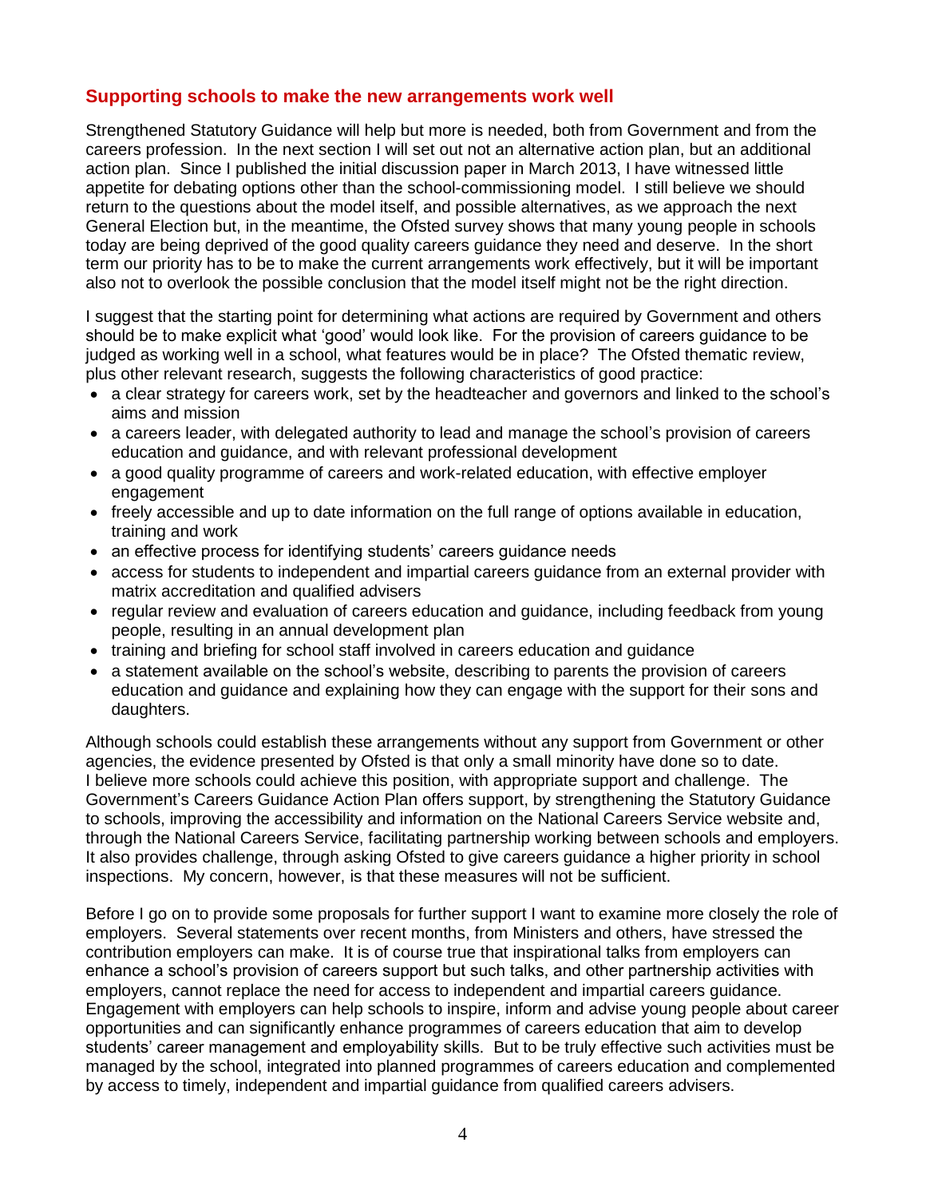## Supporting schools to make the new arrangements work well

Strengthened Statutory Guidance will help but more is needed, both from Government and from the careers profession. In the next section I will set out not an alternative action plan, but an additional action plan. Since I published the initial discussion paper in March 2013, I have witnessed little appetite for debating options other than the school-commissioning model. I still believe we should return to the questions about the model itself, and possible alternatives, as we approach the next General Election but, in the meantime, the Ofsted survey shows that many young people in schools today are being deprived of the good quality careers guidance they need and deserve. In the short term our priority has to be to make the current arrangements work effectively, but it will be important also not to overlook the possible conclusion that the model itself might not be the right direction.

I suggest that the starting point for determining what actions are required by Government and others should be to make explicit what 'good' would look like. For the provision of careers guidance to be judged as working well in a school, what features would be in place? The Ofsted thematic review, plus other relevant research, suggests the following characteristics of good practice:

- a clear strategy for careers work, set by the headteacher and governors and linked to the school's aims and mission
- a careers leader, with delegated authority to lead and manage the school's provision of careers education and guidance, and with relevant professional development
- a good quality programme of careers and work-related education, with effective employer engagement
- freely accessible and up to date information on the full range of options available in education, training and work
- an effective process for identifying students' careers guidance needs
- access for students to independent and impartial careers guidance from an external provider with matrix accreditation and qualified advisers
- regular review and evaluation of careers education and guidance, including feedback from young people, resulting in an annual development plan
- training and briefing for school staff involved in careers education and guidance
- a statement available on the school's website, describing to parents the provision of careers education and guidance and explaining how they can engage with the support for their sons and daughters.

Although schools could establish these arrangements without any support from Government or other agencies, the evidence presented by Ofsted is that only a small minority have done so to date. I believe more schools could achieve this position, with appropriate support and challenge. The Government's Careers Guidance Action Plan offers support, by strengthening the Statutory Guidance to schools, improving the accessibility and information on the National Careers Service website and, through the National Careers Service, facilitating partnership working between schools and employers. It also provides challenge, through asking Ofsted to give careers guidance a higher priority in school inspections. My concern, however, is that these measures will not be sufficient.

Before I go on to provide some proposals for further support I want to examine more closely the role of employers. Several statements over recent months, from Ministers and others, have stressed the contribution employers can make. It is of course true that inspirational talks from employers can enhance a school's provision of careers support but such talks, and other partnership activities with employers, cannot replace the need for access to independent and impartial careers guidance. Engagement with employers can help schools to inspire, inform and advise young people about career opportunities and can significantly enhance programmes of careers education that aim to develop students' career management and employability skills. But to be truly effective such activities must be managed by the school, integrated into planned programmes of careers education and complemented by access to timely, independent and impartial guidance from qualified careers advisers.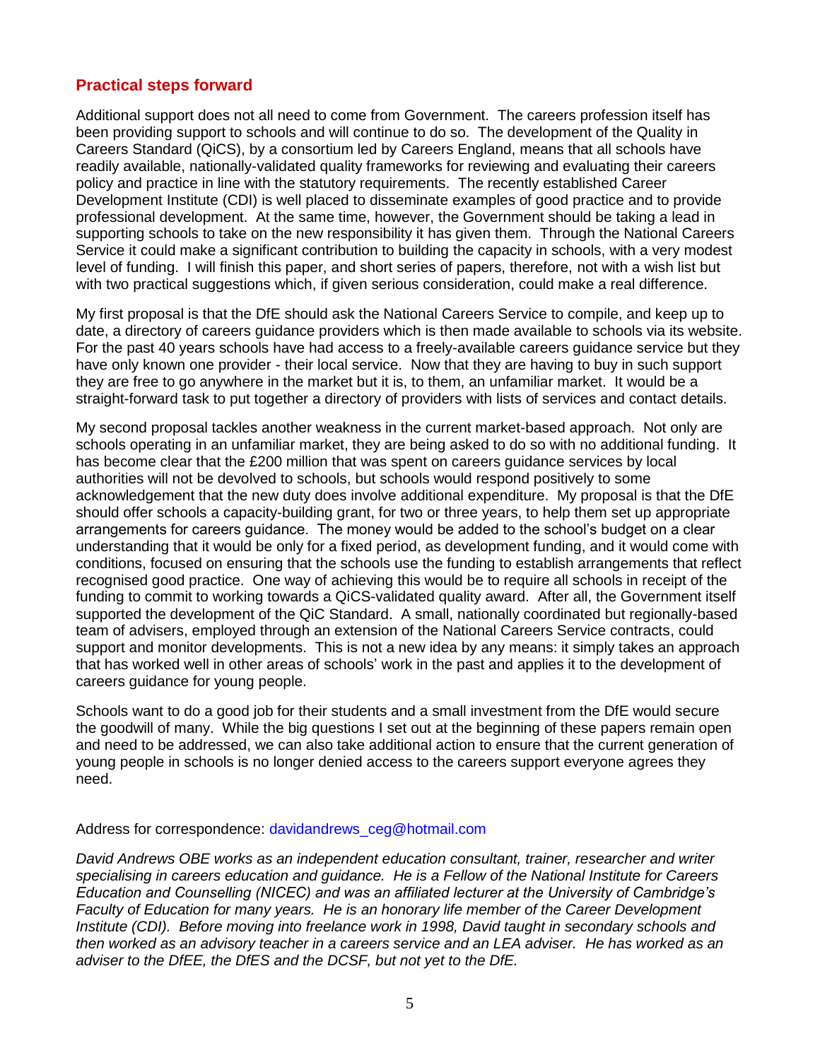## Practical steps forward

Additional support does not all need to come from Government. The careers profession itself has been providing support to schools and will continue to do so. The development of the Quality in Careers Standard (QiCS), by a consortium led by Careers England, means that all schools have readily available, nationally-validated quality frameworks for reviewing and evaluating their careers policy and practice in line with the statutory requirements. The recently established Career Development Institute (CDI) is well placed to disseminate examples of good practice and to provide professional development. At the same time, however, the Government should be taking a lead in supporting schools to take on the new responsibility it has given them. Through the National Careers Service it could make a significant contribution to building the capacity in schools, with a very modest level of funding. I will finish this paper, and short series of papers, therefore, not with a wish list but with two practical suggestions which, if given serious consideration, could make a real difference.

My first proposal is that the DfE should ask the National Careers Service to compile, and keep up to date, a directory of careers guidance providers which is then made available to schools via its website. For the past 40 years schools have had access to a freely-available careers guidance service but they have only known one provider - their local service. Now that they are having to buy in such support they are free to go anywhere in the market but it is, to them, an unfamiliar market. It would be a straight-forward task to put together a directory of providers with lists of services and contact details.

My second proposal tackles another weakness in the current market-based approach. Not only are schools operating in an unfamiliar market, they are being asked to do so with no additional funding. It has become clear that the £200 million that was spent on careers guidance services by local authorities will not be devolved to schools, but schools would respond positively to some acknowledgement that the new duty does involve additional expenditure. My proposal is that the DfE should offer schools a capacity-building grant, for two or three years, to help them set up appropriate arrangements for careers guidance. The money would be added to the school's budget on a clear understanding that it would be only for a fixed period, as development funding, and it would come with conditions, focused on ensuring that the schools use the funding to establish arrangements that reflect recognised good practice. One way of achieving this would be to require all schools in receipt of the funding to commit to working towards a QiCS-validated quality award. After all, the Government itself supported the development of the QiC Standard. A small, nationally coordinated but regionally-based team of advisers, employed through an extension of the National Careers Service contracts, could support and monitor developments. This is not a new idea by any means: it simply takes an approach that has worked well in other areas of schools' work in the past and applies it to the development of careers guidance for young people.

Schools want to do a good job for their students and a small investment from the DfE would secure the goodwill of many. While the big questions I set out at the beginning of these papers remain open and need to be addressed, we can also take additional action to ensure that the current generation of young people in schools is no longer denied access to the careers support everyone agrees they need.

Address for correspondence: davidandrews_ceg@hotmail.com

*David Andrews OBE works as an independent education consultant, trainer, researcher and writer specialising in careers education and guidance. He is a Fellow of the National Institute for Careers Education and Counselling (NICEC) and was an affiliated lecturer at the University of Cambridge's Faculty of Education for many years. He is an honorary life member of the Career Development Institute (CDI). Before moving into freelance work in 1998, David taught in secondary schools and then worked as an advisory teacher in a careers service and an LEA adviser. He has worked as an adviser to the DfEE, the DfES and the DCSF, but not yet to the DfE.*